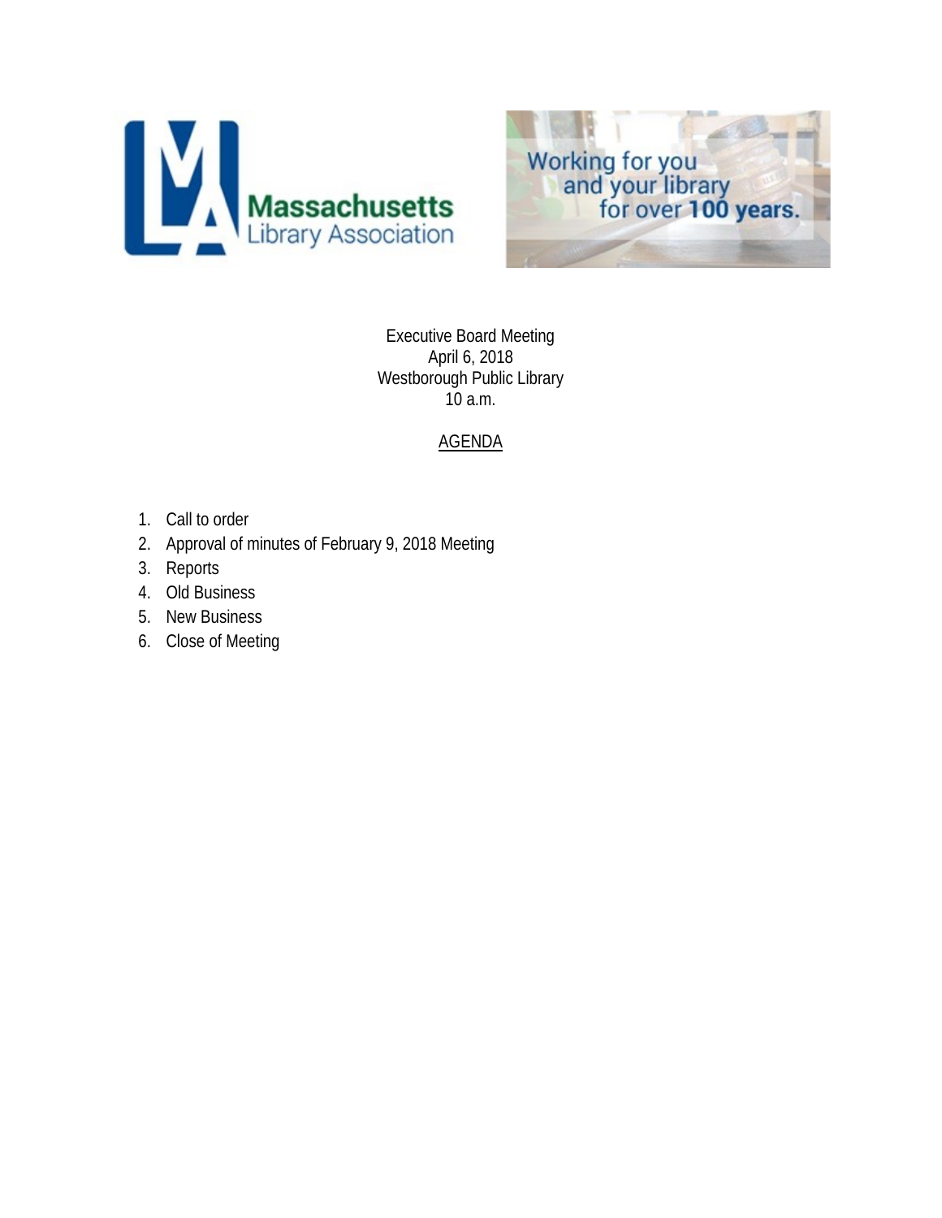Executive Board Meeting
April 6, 2018
Westborough Public Library
10 a.m.

AGENDA

1. Call to order
2. Approval of minutes of February 9, 2018 Meeting
3. Reports
4. Old Business
5. New Business
6. Close of Meeting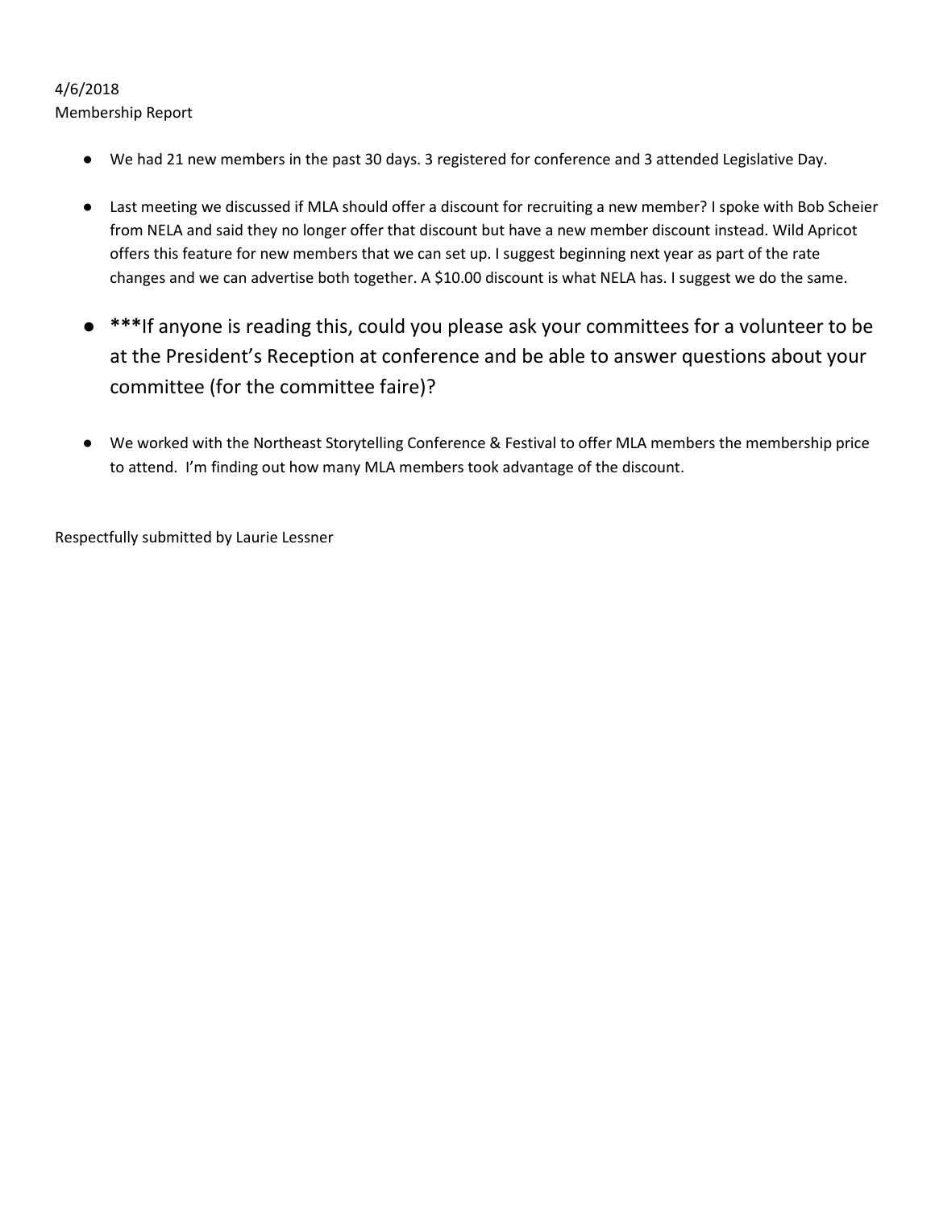4/6/2018
Membership Report

- We had 21 new members in the past 30 days. 3 registered for conference and 3 attended Legislative Day.
- Last meeting we discussed if MLA should offer a discount for recruiting a new member? I spoke with Bob Scheier from NELA and said they no longer offer that discount but have a new member discount instead. Wild Apricot offers this feature for new members that we can set up. I suggest beginning next year as part of the rate changes and we can advertise both together. A $10.00 discount is what NELA has. I suggest we do the same.
- **\*\*\***If anyone is reading this, could you please ask your committees for a volunteer to be at the President's Reception at conference and be able to answer questions about your committee (for the committee faire)?
- We worked with the Northeast Storytelling Conference & Festival to offer MLA members the membership price to attend. I'm finding out how many MLA members took advantage of the discount.

Respectfully submitted by Laurie Lessner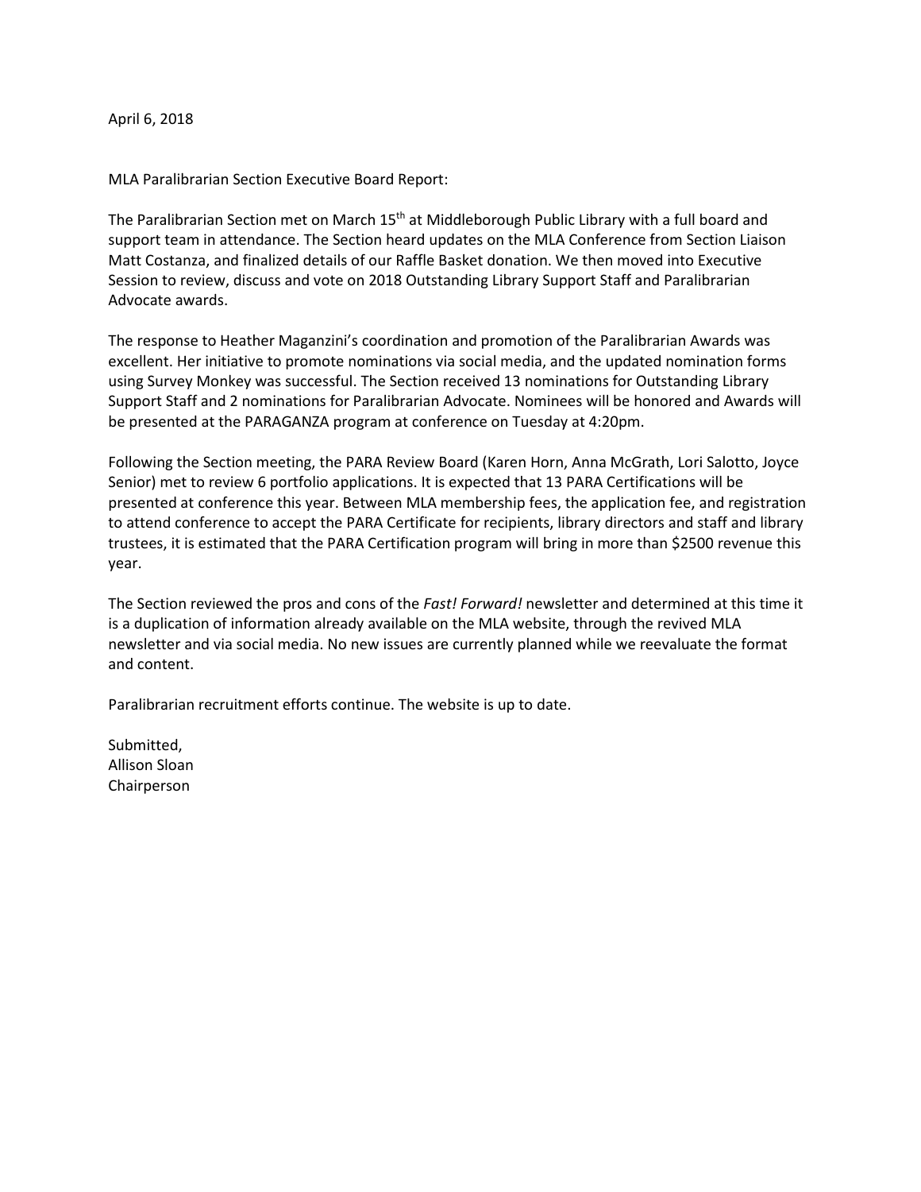April 6, 2018

MLA Paralibrarian Section Executive Board Report:

The Paralibrarian Section met on March 15th at Middleborough Public Library with a full board and support team in attendance. The Section heard updates on the MLA Conference from Section Liaison Matt Costanza, and finalized details of our Raffle Basket donation. We then moved into Executive Session to review, discuss and vote on 2018 Outstanding Library Support Staff and Paralibrarian Advocate awards.

The response to Heather Maganzini's coordination and promotion of the Paralibrarian Awards was excellent. Her initiative to promote nominations via social media, and the updated nomination forms using Survey Monkey was successful. The Section received 13 nominations for Outstanding Library Support Staff and 2 nominations for Paralibrarian Advocate. Nominees will be honored and Awards will be presented at the PARAGANZA program at conference on Tuesday at 4:20pm.

Following the Section meeting, the PARA Review Board (Karen Horn, Anna McGrath, Lori Salotto, Joyce Senior) met to review 6 portfolio applications. It is expected that 13 PARA Certifications will be presented at conference this year. Between MLA membership fees, the application fee, and registration to attend conference to accept the PARA Certificate for recipients, library directors and staff and library trustees, it is estimated that the PARA Certification program will bring in more than $2500 revenue this year.

The Section reviewed the pros and cons of the *Fast! Forward!* newsletter and determined at this time it is a duplication of information already available on the MLA website, through the revived MLA newsletter and via social media. No new issues are currently planned while we reevaluate the format and content.

Paralibrarian recruitment efforts continue. The website is up to date.

Submitted,
Allison Sloan
Chairperson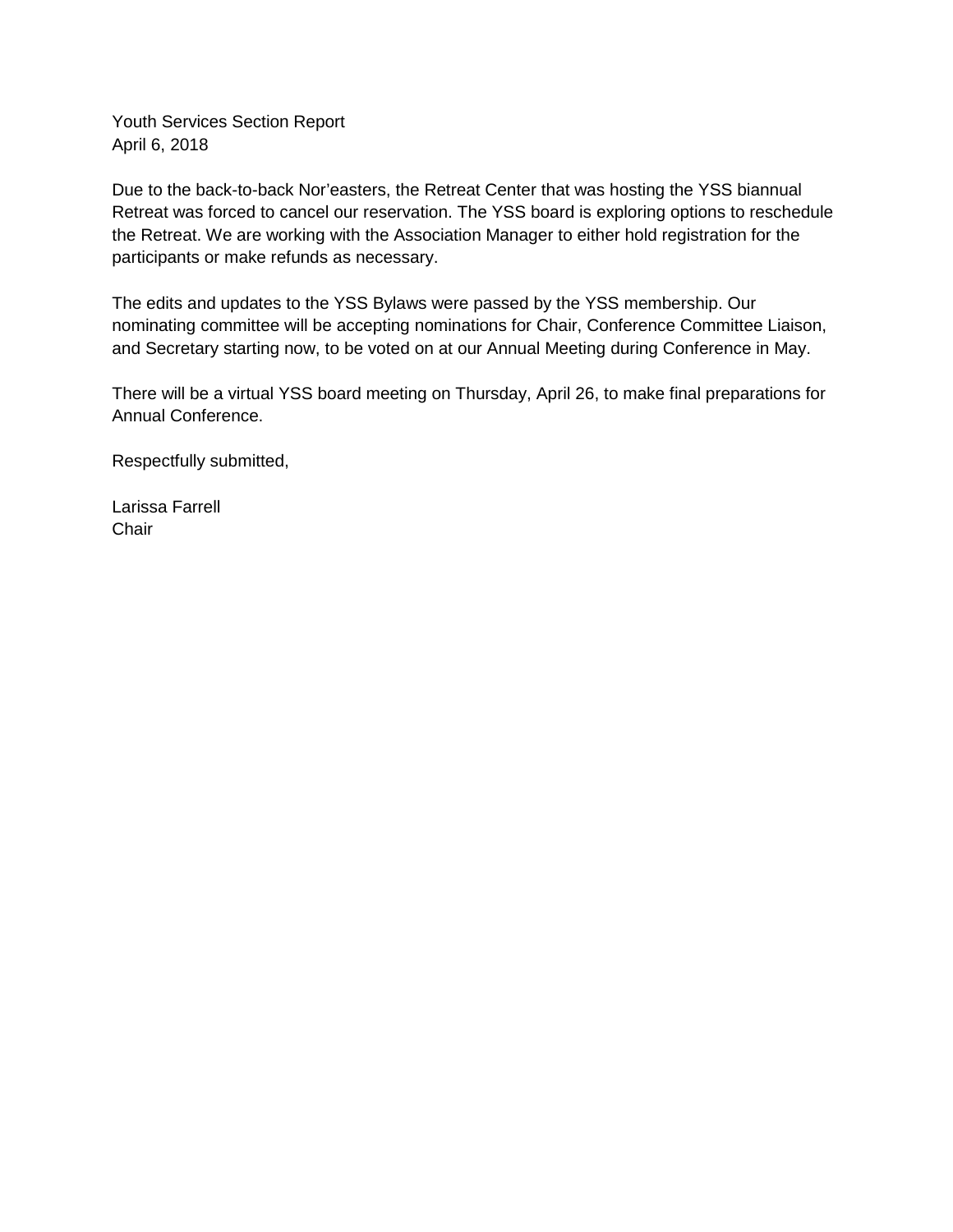Youth Services Section Report
April 6, 2018

Due to the back-to-back Nor'easters, the Retreat Center that was hosting the YSS biannual Retreat was forced to cancel our reservation. The YSS board is exploring options to reschedule the Retreat. We are working with the Association Manager to either hold registration for the participants or make refunds as necessary.

The edits and updates to the YSS Bylaws were passed by the YSS membership. Our nominating committee will be accepting nominations for Chair, Conference Committee Liaison, and Secretary starting now, to be voted on at our Annual Meeting during Conference in May.

There will be a virtual YSS board meeting on Thursday, April 26, to make final preparations for Annual Conference.

Respectfully submitted,

Larissa Farrell
Chair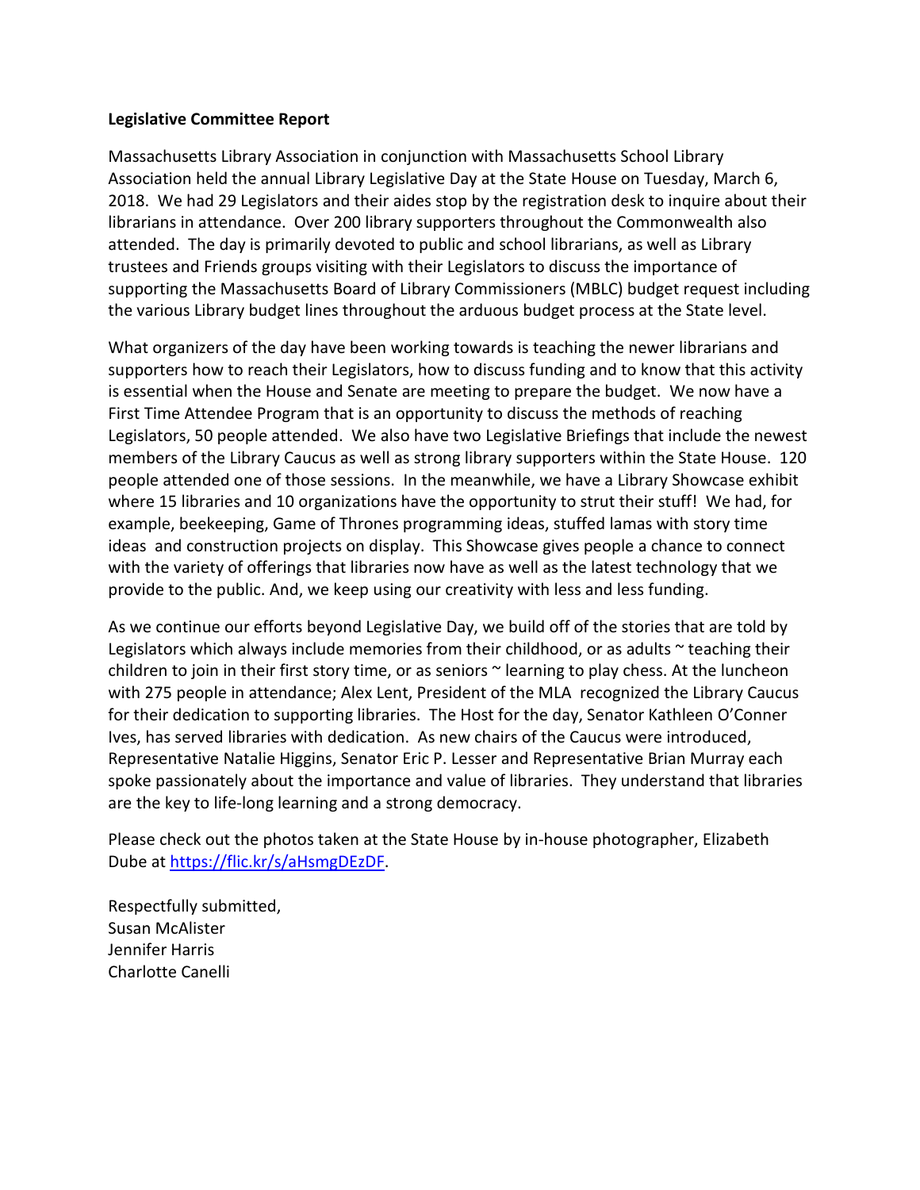**Legislative Committee Report**

Massachusetts Library Association in conjunction with Massachusetts School Library Association held the annual Library Legislative Day at the State House on Tuesday, March 6, 2018. We had 29 Legislators and their aides stop by the registration desk to inquire about their librarians in attendance. Over 200 library supporters throughout the Commonwealth also attended. The day is primarily devoted to public and school librarians, as well as Library trustees and Friends groups visiting with their Legislators to discuss the importance of supporting the Massachusetts Board of Library Commissioners (MBLC) budget request including the various Library budget lines throughout the arduous budget process at the State level.

What organizers of the day have been working towards is teaching the newer librarians and supporters how to reach their Legislators, how to discuss funding and to know that this activity is essential when the House and Senate are meeting to prepare the budget. We now have a First Time Attendee Program that is an opportunity to discuss the methods of reaching Legislators, 50 people attended. We also have two Legislative Briefings that include the newest members of the Library Caucus as well as strong library supporters within the State House. 120 people attended one of those sessions. In the meanwhile, we have a Library Showcase exhibit where 15 libraries and 10 organizations have the opportunity to strut their stuff! We had, for example, beekeeping, Game of Thrones programming ideas, stuffed lamas with story time ideas and construction projects on display. This Showcase gives people a chance to connect with the variety of offerings that libraries now have as well as the latest technology that we provide to the public. And, we keep using our creativity with less and less funding.

As we continue our efforts beyond Legislative Day, we build off of the stories that are told by Legislators which always include memories from their childhood, or as adults ~ teaching their children to join in their first story time, or as seniors ~ learning to play chess. At the luncheon with 275 people in attendance; Alex Lent, President of the MLA recognized the Library Caucus for their dedication to supporting libraries. The Host for the day, Senator Kathleen O'Conner Ives, has served libraries with dedication. As new chairs of the Caucus were introduced, Representative Natalie Higgins, Senator Eric P. Lesser and Representative Brian Murray each spoke passionately about the importance and value of libraries. They understand that libraries are the key to life-long learning and a strong democracy.

Please check out the photos taken at the State House by in-house photographer, Elizabeth Dube at https://flic.kr/s/aHsmgDEzDF.

Respectfully submitted,
Susan McAlister
Jennifer Harris
Charlotte Canelli